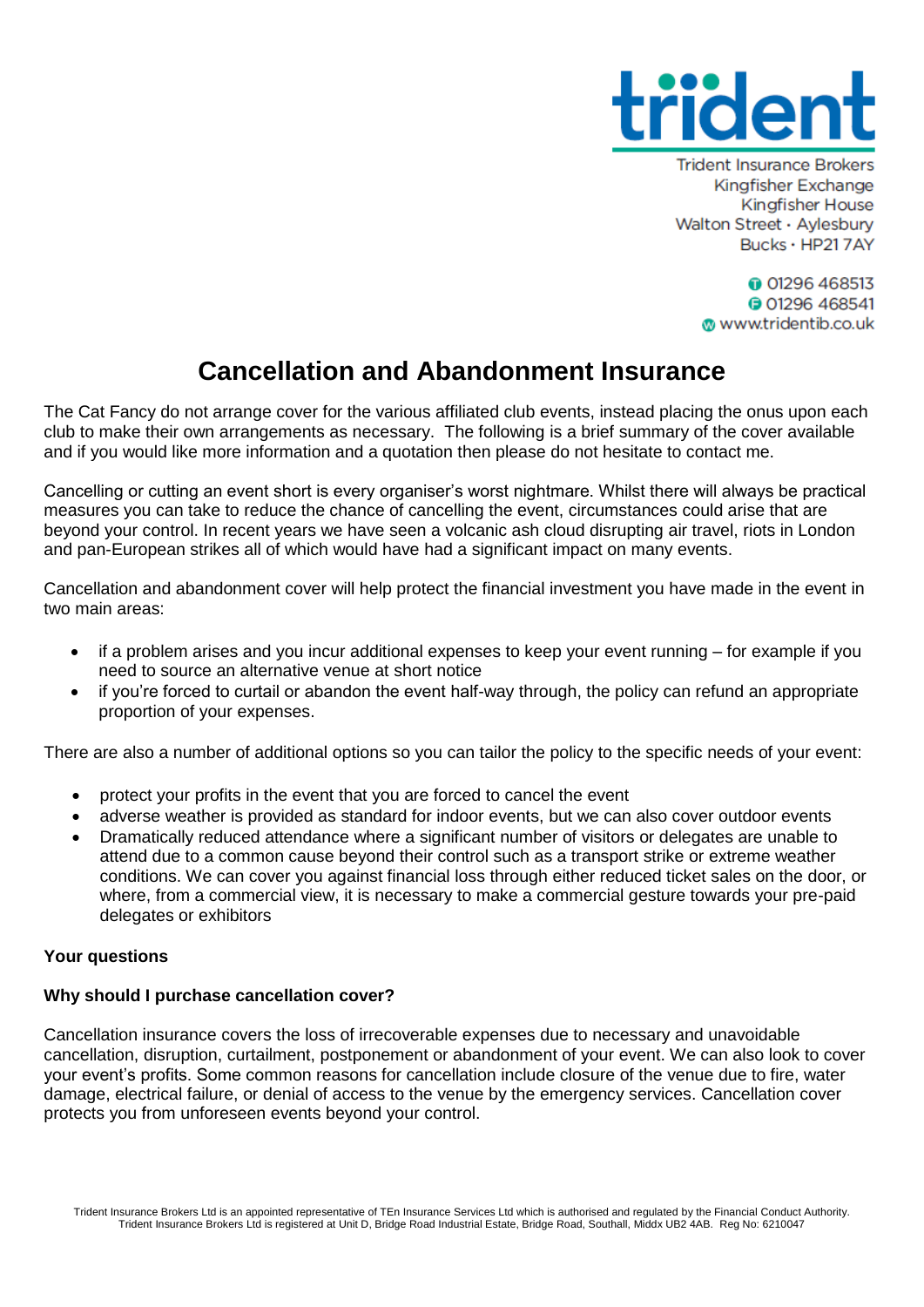trident

Trident Insurance Brokers
Kingfisher Exchange
Kingfisher House
Walton Street · Aylesbury
Bucks · HP21 7AY

T 01296 468513
F 01296 468541
W www.tridentib.co.uk

# Cancellation and Abandonment Insurance

The Cat Fancy do not arrange cover for the various affiliated club events, instead placing the onus upon each club to make their own arrangements as necessary. The following is a brief summary of the cover available and if you would like more information and a quotation then please do not hesitate to contact me.

Cancelling or cutting an event short is every organiser's worst nightmare. Whilst there will always be practical measures you can take to reduce the chance of cancelling the event, circumstances could arise that are beyond your control. In recent years we have seen a volcanic ash cloud disrupting air travel, riots in London and pan-European strikes all of which would have had a significant impact on many events.

Cancellation and abandonment cover will help protect the financial investment you have made in the event in two main areas:

- if a problem arises and you incur additional expenses to keep your event running – for example if you need to source an alternative venue at short notice
- if you're forced to curtail or abandon the event half-way through, the policy can refund an appropriate proportion of your expenses.

There are also a number of additional options so you can tailor the policy to the specific needs of your event:

- protect your profits in the event that you are forced to cancel the event
- adverse weather is provided as standard for indoor events, but we can also cover outdoor events
- Dramatically reduced attendance where a significant number of visitors or delegates are unable to attend due to a common cause beyond their control such as a transport strike or extreme weather conditions. We can cover you against financial loss through either reduced ticket sales on the door, or where, from a commercial view, it is necessary to make a commercial gesture towards your pre-paid delegates or exhibitors

**Your questions**

**Why should I purchase cancellation cover?**

Cancellation insurance covers the loss of irrecoverable expenses due to necessary and unavoidable cancellation, disruption, curtailment, postponement or abandonment of your event. We can also look to cover your event's profits. Some common reasons for cancellation include closure of the venue due to fire, water damage, electrical failure, or denial of access to the venue by the emergency services. Cancellation cover protects you from unforeseen events beyond your control.

Trident Insurance Brokers Ltd is an appointed representative of TEn Insurance Services Ltd which is authorised and regulated by the Financial Conduct Authority. Trident Insurance Brokers Ltd is registered at Unit D, Bridge Road Industrial Estate, Bridge Road, Southall, Middx UB2 4AB. Reg No: 6210047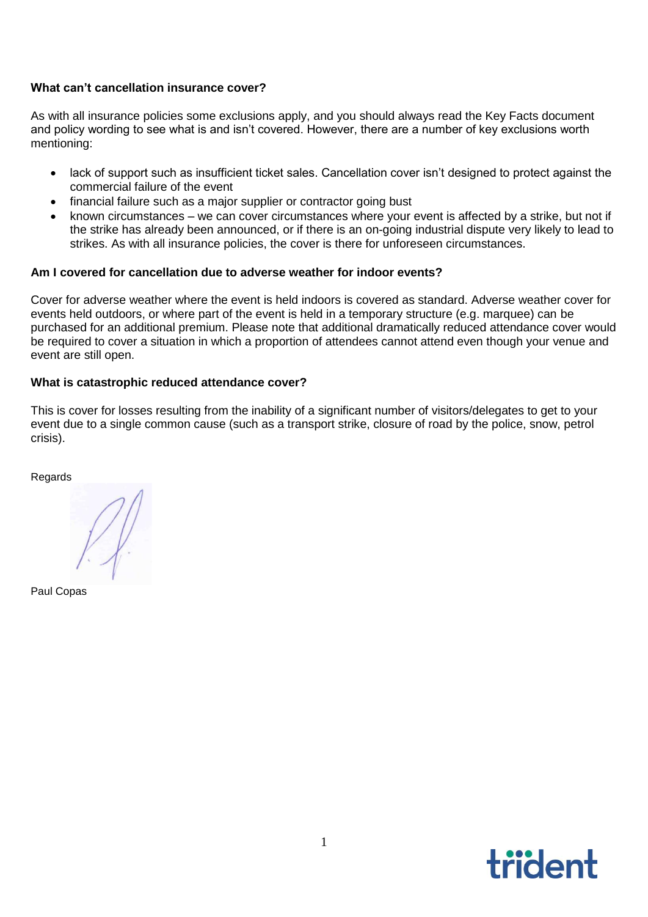**What can't cancellation insurance cover?**

As with all insurance policies some exclusions apply, and you should always read the Key Facts document and policy wording to see what is and isn't covered. However, there are a number of key exclusions worth mentioning:

- lack of support such as insufficient ticket sales. Cancellation cover isn't designed to protect against the commercial failure of the event
- financial failure such as a major supplier or contractor going bust
- known circumstances – we can cover circumstances where your event is affected by a strike, but not if the strike has already been announced, or if there is an on-going industrial dispute very likely to lead to strikes. As with all insurance policies, the cover is there for unforeseen circumstances.

**Am I covered for cancellation due to adverse weather for indoor events?**

Cover for adverse weather where the event is held indoors is covered as standard. Adverse weather cover for events held outdoors, or where part of the event is held in a temporary structure (e.g. marquee) can be purchased for an additional premium. Please note that additional dramatically reduced attendance cover would be required to cover a situation in which a proportion of attendees cannot attend even though your venue and event are still open.

**What is catastrophic reduced attendance cover?**

This is cover for losses resulting from the inability of a significant number of visitors/delegates to get to your event due to a single common cause (such as a transport strike, closure of road by the police, snow, petrol crisis).

Regards

Paul Copas